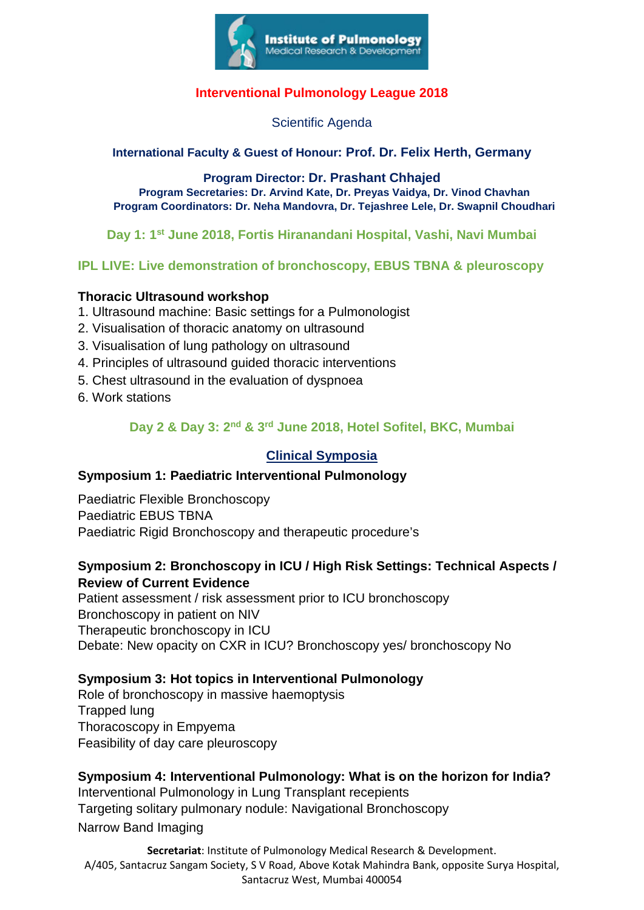**Institute of Pulmonology**
Medical Research & Development

# Interventional Pulmonology League 2018

## Scientific Agenda

**International Faculty & Guest of Honour: Prof. Dr. Felix Herth, Germany**

**Program Director: Dr. Prashant Chhajed**
**Program Secretaries: Dr. Arvind Kate, Dr. Preyas Vaidya, Dr. Vinod Chavhan**
**Program Coordinators: Dr. Neha Mandovra, Dr. Tejashree Lele, Dr. Swapnil Choudhari**

## Day 1: 1st June 2018, Fortis Hiranandani Hospital, Vashi, Navi Mumbai

**IPL LIVE: Live demonstration of bronchoscopy, EBUS TBNA & pleuroscopy**

### Thoracic Ultrasound workshop

1. Ultrasound machine: Basic settings for a Pulmonologist
2. Visualisation of thoracic anatomy on ultrasound
3. Visualisation of lung pathology on ultrasound
4. Principles of ultrasound guided thoracic interventions
5. Chest ultrasound in the evaluation of dyspnoea
6. Work stations

## Day 2 & Day 3: 2nd & 3rd June 2018, Hotel Sofitel, BKC, Mumbai

## Clinical Symposia

### Symposium 1: Paediatric Interventional Pulmonology

Paediatric Flexible Bronchoscopy
Paediatric EBUS TBNA
Paediatric Rigid Bronchoscopy and therapeutic procedure's

### Symposium 2: Bronchoscopy in ICU / High Risk Settings: Technical Aspects / Review of Current Evidence

Patient assessment / risk assessment prior to ICU bronchoscopy
Bronchoscopy in patient on NIV
Therapeutic bronchoscopy in ICU
Debate: New opacity on CXR in ICU? Bronchoscopy yes/ bronchoscopy No

### Symposium 3: Hot topics in Interventional Pulmonology

Role of bronchoscopy in massive haemoptysis
Trapped lung
Thoracoscopy in Empyema
Feasibility of day care pleuroscopy

### Symposium 4: Interventional Pulmonology: What is on the horizon for India?

Interventional Pulmonology in Lung Transplant recepients
Targeting solitary pulmonary nodule: Navigational Bronchoscopy
Narrow Band Imaging

**Secretariat**: Institute of Pulmonology Medical Research & Development.
A/405, Santacruz Sangam Society, S V Road, Above Kotak Mahindra Bank, opposite Surya Hospital, Santacruz West, Mumbai 400054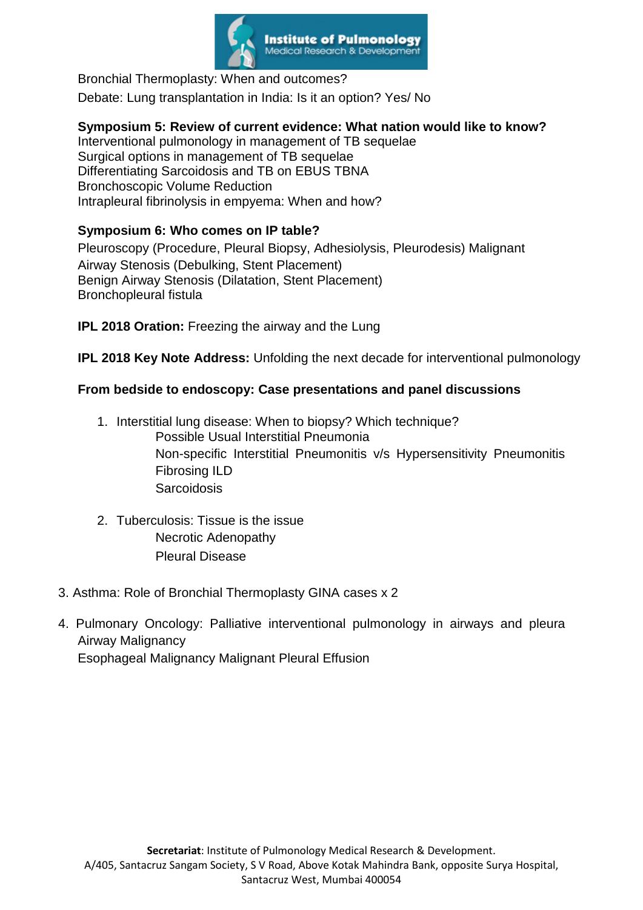Bronchial Thermoplasty: When and outcomes?

Debate: Lung transplantation in India: Is it an option? Yes/ No

**Symposium 5: Review of current evidence: What nation would like to know?**

Interventional pulmonology in management of TB sequelae
Surgical options in management of TB sequelae
Differentiating Sarcoidosis and TB on EBUS TBNA
Bronchoscopic Volume Reduction
Intrapleural fibrinolysis in empyema: When and how?

**Symposium 6: Who comes on IP table?**

Pleuroscopy (Procedure, Pleural Biopsy, Adhesiolysis, Pleurodesis) Malignant Airway Stenosis (Debulking, Stent Placement)
Benign Airway Stenosis (Dilatation, Stent Placement)
Bronchopleural fistula

**IPL 2018 Oration:** Freezing the airway and the Lung

**IPL 2018 Key Note Address:** Unfolding the next decade for interventional pulmonology

**From bedside to endoscopy: Case presentations and panel discussions**

1. Interstitial lung disease: When to biopsy? Which technique?
   - Possible Usual Interstitial Pneumonia
   - Non-specific Interstitial Pneumonitis v/s Hypersensitivity Pneumonitis
   - Fibrosing ILD
   - Sarcoidosis

2. Tuberculosis: Tissue is the issue
   - Necrotic Adenopathy
   - Pleural Disease

3. Asthma: Role of Bronchial Thermoplasty GINA cases x 2

4. Pulmonary Oncology: Palliative interventional pulmonology in airways and pleura Airway Malignancy
   Esophageal Malignancy Malignant Pleural Effusion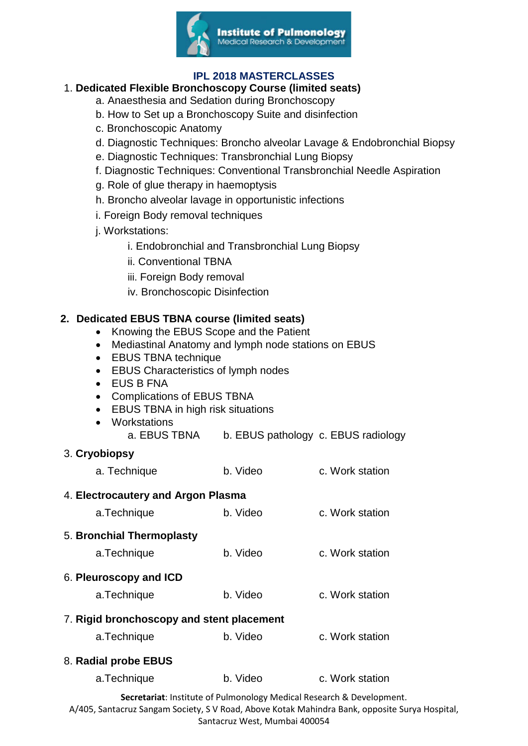Institute of Pulmonology
Medical Research & Development

## IPL 2018 MASTERCLASSES

1. **Dedicated Flexible Bronchoscopy Course (limited seats)**
   a. Anaesthesia and Sedation during Bronchoscopy
   b. How to Set up a Bronchoscopy Suite and disinfection
   c. Bronchoscopic Anatomy
   d. Diagnostic Techniques: Broncho alveolar Lavage & Endobronchial Biopsy
   e. Diagnostic Techniques: Transbronchial Lung Biopsy
   f. Diagnostic Techniques: Conventional Transbronchial Needle Aspiration
   g. Role of glue therapy in haemoptysis
   h. Broncho alveolar lavage in opportunistic infections
   i. Foreign Body removal techniques
   j. Workstations:
      i. Endobronchial and Transbronchial Lung Biopsy
      ii. Conventional TBNA
      iii. Foreign Body removal
      iv. Bronchoscopic Disinfection

2. **Dedicated EBUS TBNA course (limited seats)**
   - Knowing the EBUS Scope and the Patient
   - Mediastinal Anatomy and lymph node stations on EBUS
   - EBUS TBNA technique
   - EBUS Characteristics of lymph nodes
   - EUS B FNA
   - Complications of EBUS TBNA
   - EBUS TBNA in high risk situations
   - Workstations
     a. EBUS TBNA  b. EBUS pathology  c. EBUS radiology

3. **Cryobiopsy**
   a. Technique  b. Video  c. Work station

4. **Electrocautery and Argon Plasma**
   a.Technique  b. Video  c. Work station

5. **Bronchial Thermoplasty**
   a.Technique  b. Video  c. Work station

6. **Pleuroscopy and ICD**
   a.Technique  b. Video  c. Work station

7. **Rigid bronchoscopy and stent placement**
   a.Technique  b. Video  c. Work station

8. **Radial probe EBUS**
   a.Technique  b. Video  c. Work station

**Secretariat**: Institute of Pulmonology Medical Research & Development.
A/405, Santacruz Sangam Society, S V Road, Above Kotak Mahindra Bank, opposite Surya Hospital, Santacruz West, Mumbai 400054